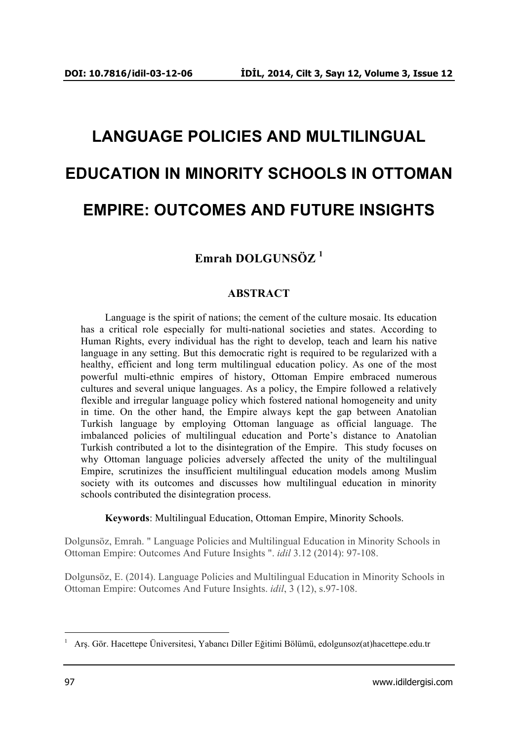# LANGUAGE POLICIES AND MULTILINGUAL EDUCATION IN MINORITY SCHOOLS IN OTTOMAN EMPIRE: OUTCOMES AND FUTURE INSIGHTS

**Emrah DOLGUNSÖZ** [1]

## ABSTRACT

Language is the spirit of nations; the cement of the culture mosaic. Its education has a critical role especially for multi-national societies and states. According to Human Rights, every individual has the right to develop, teach and learn his native language in any setting. But this democratic right is required to be regularized with a healthy, efficient and long term multilingual education policy. As one of the most powerful multi-ethnic empires of history, Ottoman Empire embraced numerous cultures and several unique languages. As a policy, the Empire followed a relatively flexible and irregular language policy which fostered national homogeneity and unity in time. On the other hand, the Empire always kept the gap between Anatolian Turkish language by employing Ottoman language as official language. The imbalanced policies of multilingual education and Porte's distance to Anatolian Turkish contributed a lot to the disintegration of the Empire. This study focuses on why Ottoman language policies adversely affected the unity of the multilingual Empire, scrutinizes the insufficient multilingual education models among Muslim society with its outcomes and discusses how multilingual education in minority schools contributed the disintegration process.

**Keywords**: Multilingual Education, Ottoman Empire, Minority Schools.

Dolgunsöz, Emrah. " Language Policies and Multilingual Education in Minority Schools in Ottoman Empire: Outcomes And Future Insights ". *idil* 3.12 (2014): 97-108.

Dolgunsöz, E. (2014). Language Policies and Multilingual Education in Minority Schools in Ottoman Empire: Outcomes And Future Insights. *idil*, 3 (12), s.97-108.

---

[1] Arş. Gör. Hacettepe Üniversitesi, Yabancı Diller Eğitimi Bölümü, edolgunsoz(at)hacettepe.edu.tr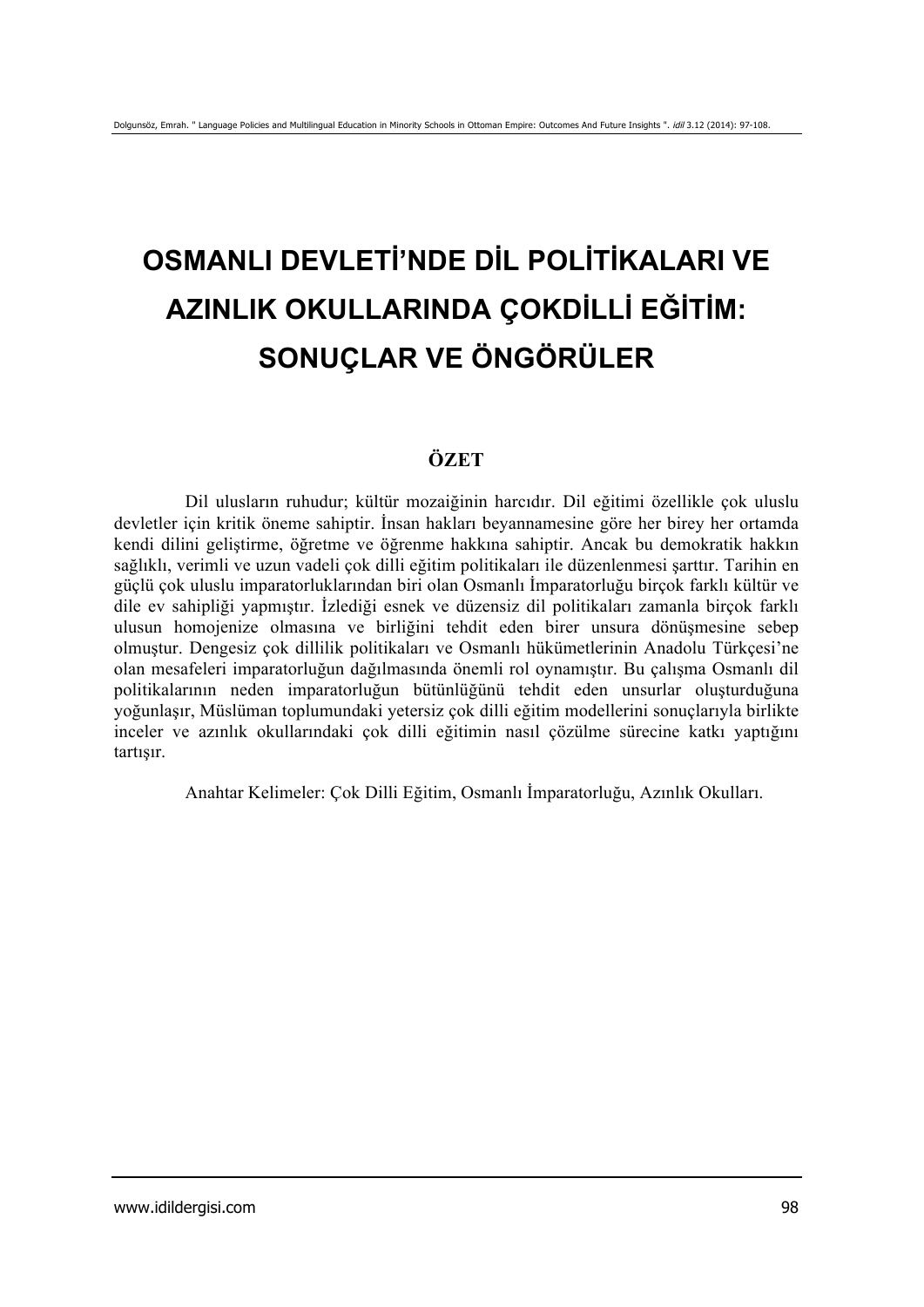# OSMANLI DEVLETİ'NDE DİL POLİTİKALARI VE AZINLIK OKULLARINDA ÇOKDİLLİ EĞİTİM: SONUÇLAR VE ÖNGÖRÜLER

## ÖZET

Dil ulusların ruhudur; kültür mozaiğinin harcıdır. Dil eğitimi özellikle çok uluslu devletler için kritik öneme sahiptir. İnsan hakları beyannamesine göre her birey her ortamda kendi dilini geliştirme, öğretme ve öğrenme hakkına sahiptir. Ancak bu demokratik hakkın sağlıklı, verimli ve uzun vadeli çok dilli eğitim politikaları ile düzenlenmesi şarttır. Tarihin en güçlü çok uluslu imparatorluklarından biri olan Osmanlı İmparatorluğu birçok farklı kültür ve dile ev sahipliği yapmıştır. İzlediği esnek ve düzensiz dil politikaları zamanla birçok farklı ulusun homojenize olmasına ve birliğini tehdit eden birer unsura dönüşmesine sebep olmuştur. Dengesiz çok dillilik politikaları ve Osmanlı hükümetlerinin Anadolu Türkçesi'ne olan mesafeleri imparatorluğun dağılmasında önemli rol oynamıştır. Bu çalışma Osmanlı dil politikalarının neden imparatorluğun bütünlüğünü tehdit eden unsurlar oluşturduğuna yoğunlaşır, Müslüman toplumundaki yetersiz çok dilli eğitim modellerini sonuçlarıyla birlikte inceler ve azınlık okullarındaki çok dilli eğitimin nasıl çözülme sürecine katkı yaptığını tartışır.

Anahtar Kelimeler: Çok Dilli Eğitim, Osmanlı İmparatorluğu, Azınlık Okulları.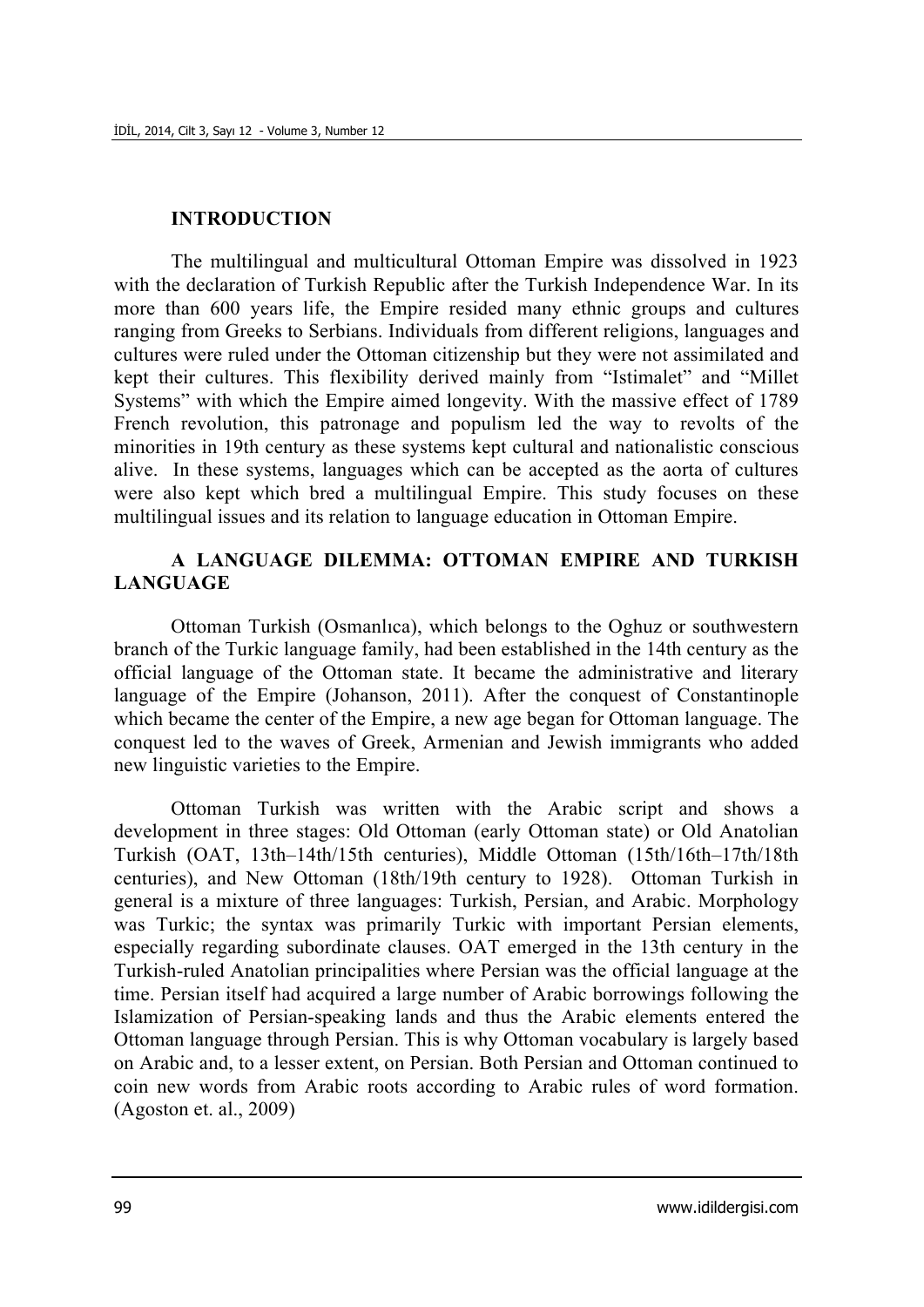## INTRODUCTION

The multilingual and multicultural Ottoman Empire was dissolved in 1923 with the declaration of Turkish Republic after the Turkish Independence War. In its more than 600 years life, the Empire resided many ethnic groups and cultures ranging from Greeks to Serbians. Individuals from different religions, languages and cultures were ruled under the Ottoman citizenship but they were not assimilated and kept their cultures. This flexibility derived mainly from "Istimalet" and "Millet Systems" with which the Empire aimed longevity. With the massive effect of 1789 French revolution, this patronage and populism led the way to revolts of the minorities in 19th century as these systems kept cultural and nationalistic conscious alive. In these systems, languages which can be accepted as the aorta of cultures were also kept which bred a multilingual Empire. This study focuses on these multilingual issues and its relation to language education in Ottoman Empire.

## A LANGUAGE DILEMMA: OTTOMAN EMPIRE AND TURKISH LANGUAGE

Ottoman Turkish (Osmanlıca), which belongs to the Oghuz or southwestern branch of the Turkic language family, had been established in the 14th century as the official language of the Ottoman state. It became the administrative and literary language of the Empire (Johanson, 2011). After the conquest of Constantinople which became the center of the Empire, a new age began for Ottoman language. The conquest led to the waves of Greek, Armenian and Jewish immigrants who added new linguistic varieties to the Empire.

Ottoman Turkish was written with the Arabic script and shows a development in three stages: Old Ottoman (early Ottoman state) or Old Anatolian Turkish (OAT, 13th–14th/15th centuries), Middle Ottoman (15th/16th–17th/18th centuries), and New Ottoman (18th/19th century to 1928). Ottoman Turkish in general is a mixture of three languages: Turkish, Persian, and Arabic. Morphology was Turkic; the syntax was primarily Turkic with important Persian elements, especially regarding subordinate clauses. OAT emerged in the 13th century in the Turkish-ruled Anatolian principalities where Persian was the official language at the time. Persian itself had acquired a large number of Arabic borrowings following the Islamization of Persian-speaking lands and thus the Arabic elements entered the Ottoman language through Persian. This is why Ottoman vocabulary is largely based on Arabic and, to a lesser extent, on Persian. Both Persian and Ottoman continued to coin new words from Arabic roots according to Arabic rules of word formation. (Agoston et. al., 2009)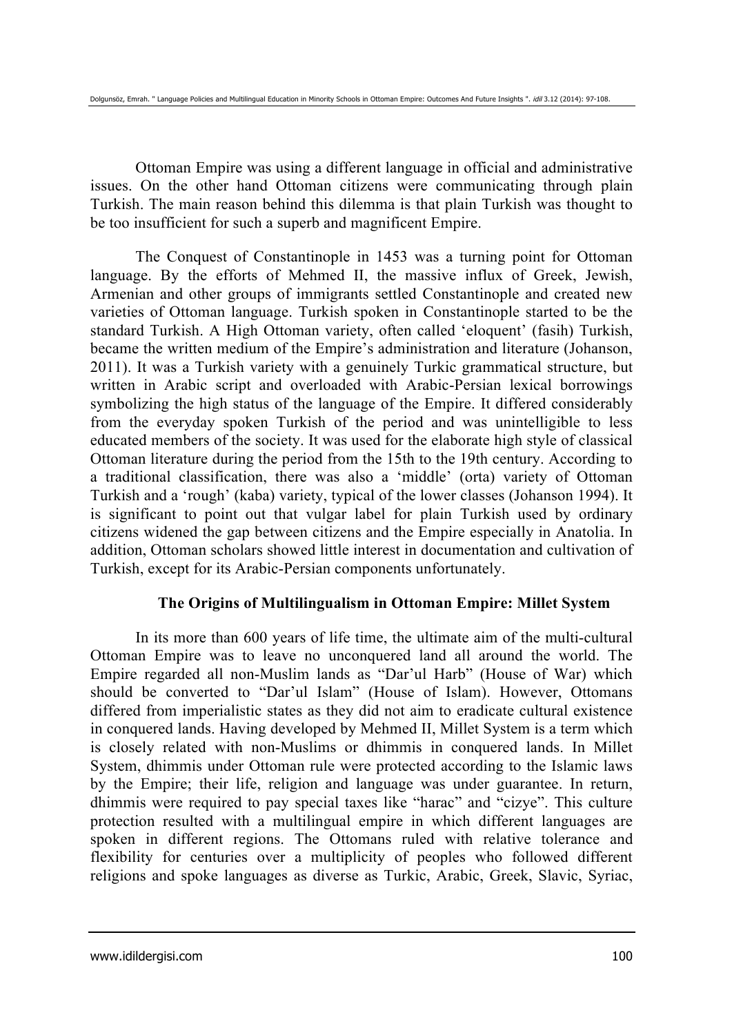Ottoman Empire was using a different language in official and administrative issues. On the other hand Ottoman citizens were communicating through plain Turkish. The main reason behind this dilemma is that plain Turkish was thought to be too insufficient for such a superb and magnificent Empire.

The Conquest of Constantinople in 1453 was a turning point for Ottoman language. By the efforts of Mehmed II, the massive influx of Greek, Jewish, Armenian and other groups of immigrants settled Constantinople and created new varieties of Ottoman language. Turkish spoken in Constantinople started to be the standard Turkish. A High Ottoman variety, often called 'eloquent' (fasih) Turkish, became the written medium of the Empire's administration and literature (Johanson, 2011). It was a Turkish variety with a genuinely Turkic grammatical structure, but written in Arabic script and overloaded with Arabic-Persian lexical borrowings symbolizing the high status of the language of the Empire. It differed considerably from the everyday spoken Turkish of the period and was unintelligible to less educated members of the society. It was used for the elaborate high style of classical Ottoman literature during the period from the 15th to the 19th century. According to a traditional classification, there was also a 'middle' (orta) variety of Ottoman Turkish and a 'rough' (kaba) variety, typical of the lower classes (Johanson 1994). It is significant to point out that vulgar label for plain Turkish used by ordinary citizens widened the gap between citizens and the Empire especially in Anatolia. In addition, Ottoman scholars showed little interest in documentation and cultivation of Turkish, except for its Arabic-Persian components unfortunately.

## The Origins of Multilingualism in Ottoman Empire: Millet System

In its more than 600 years of life time, the ultimate aim of the multi-cultural Ottoman Empire was to leave no unconquered land all around the world. The Empire regarded all non-Muslim lands as "Dar'ul Harb" (House of War) which should be converted to "Dar'ul Islam" (House of Islam). However, Ottomans differed from imperialistic states as they did not aim to eradicate cultural existence in conquered lands. Having developed by Mehmed II, Millet System is a term which is closely related with non-Muslims or dhimmis in conquered lands. In Millet System, dhimmis under Ottoman rule were protected according to the Islamic laws by the Empire; their life, religion and language was under guarantee. In return, dhimmis were required to pay special taxes like "harac" and "cizye". This culture protection resulted with a multilingual empire in which different languages are spoken in different regions. The Ottomans ruled with relative tolerance and flexibility for centuries over a multiplicity of peoples who followed different religions and spoke languages as diverse as Turkic, Arabic, Greek, Slavic, Syriac,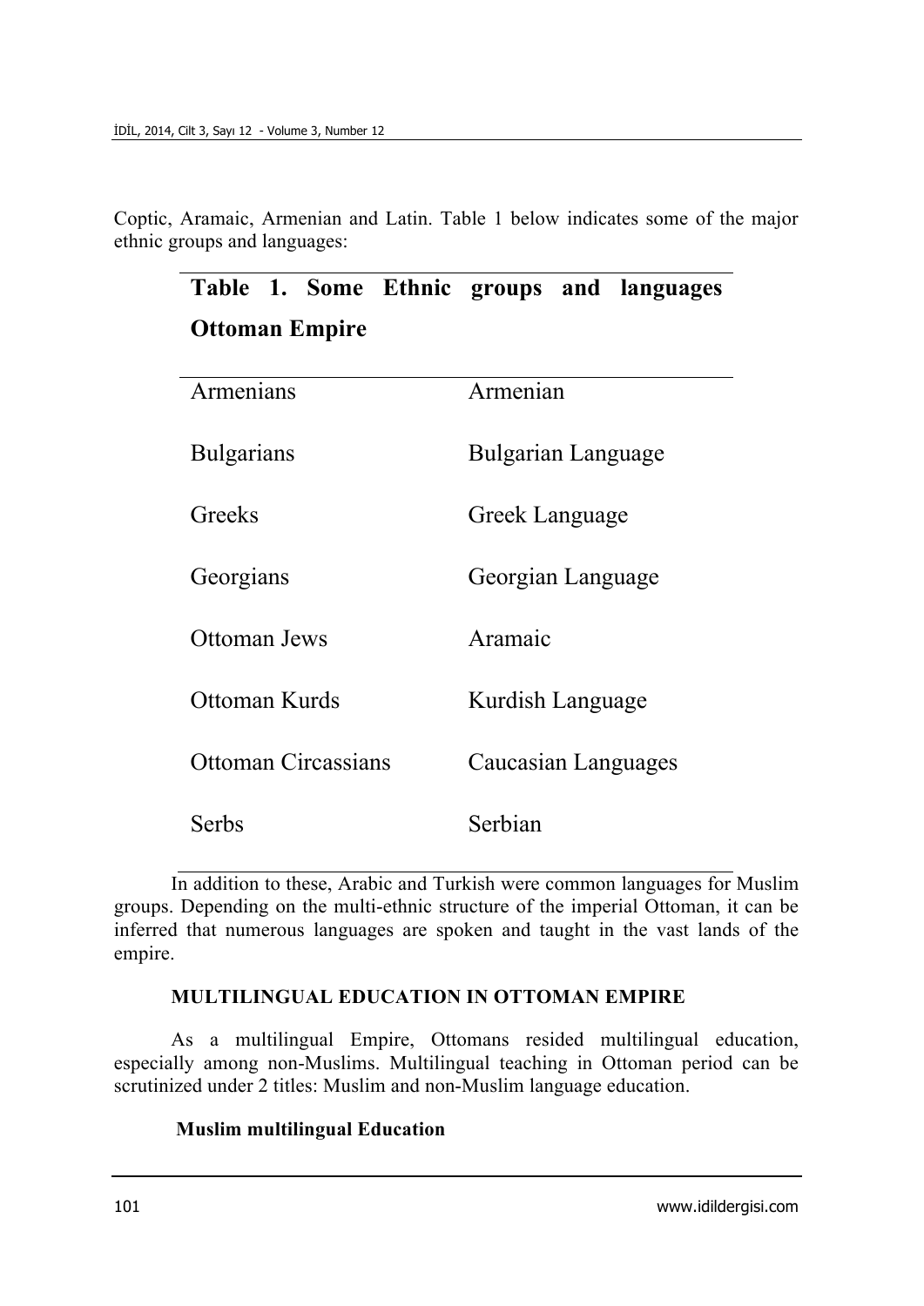Coptic, Aramaic, Armenian and Latin. Table 1 below indicates some of the major ethnic groups and languages:

**Table 1. Some Ethnic groups and languages Ottoman Empire**

| | |
|---|---|
| Armenians | Armenian |
| Bulgarians | Bulgarian Language |
| Greeks | Greek Language |
| Georgians | Georgian Language |
| Ottoman Jews | Aramaic |
| Ottoman Kurds | Kurdish Language |
| Ottoman Circassians | Caucasian Languages |
| Serbs | Serbian |

In addition to these, Arabic and Turkish were common languages for Muslim groups. Depending on the multi-ethnic structure of the imperial Ottoman, it can be inferred that numerous languages are spoken and taught in the vast lands of the empire.

## MULTILINGUAL EDUCATION IN OTTOMAN EMPIRE

As a multilingual Empire, Ottomans resided multilingual education, especially among non-Muslims. Multilingual teaching in Ottoman period can be scrutinized under 2 titles: Muslim and non-Muslim language education.

### Muslim multilingual Education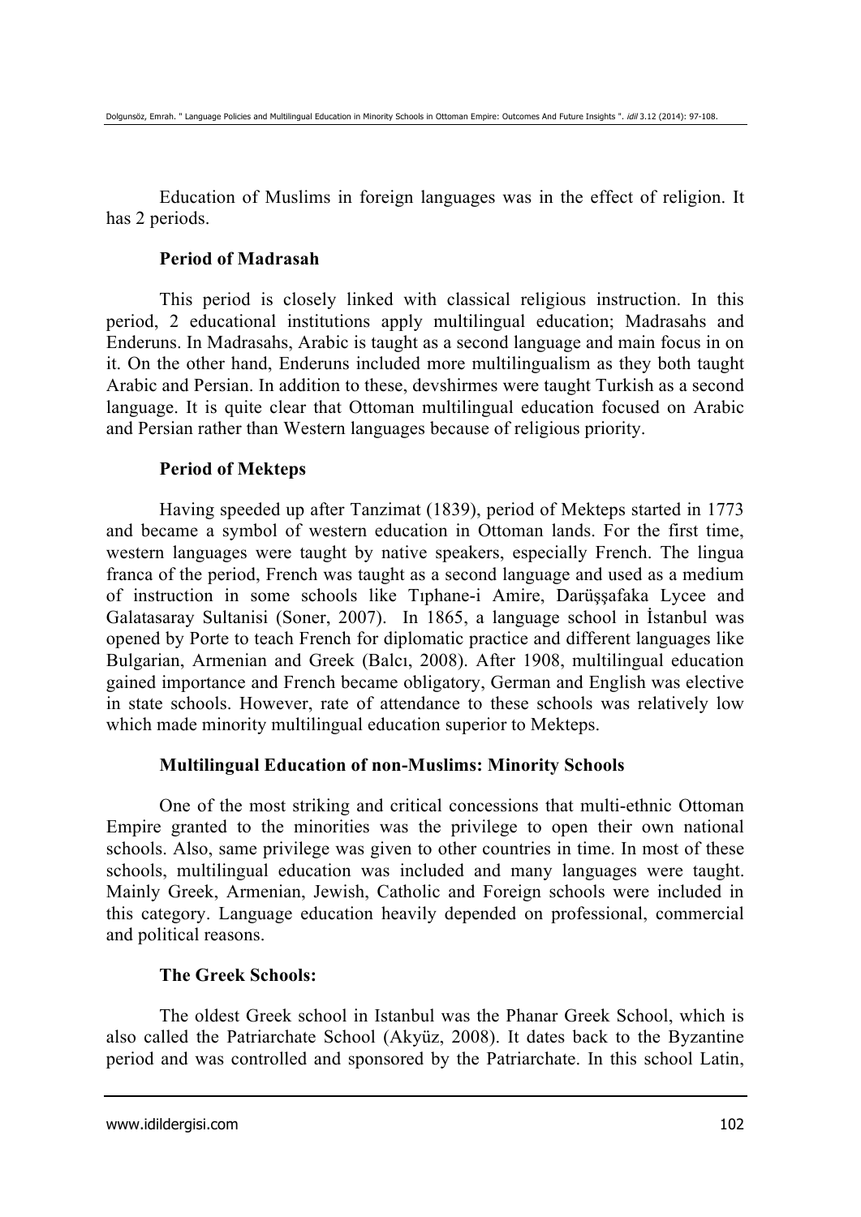Education of Muslims in foreign languages was in the effect of religion. It has 2 periods.

**Period of Madrasah**

This period is closely linked with classical religious instruction. In this period, 2 educational institutions apply multilingual education; Madrasahs and Enderuns. In Madrasahs, Arabic is taught as a second language and main focus in on it. On the other hand, Enderuns included more multilingualism as they both taught Arabic and Persian. In addition to these, devshirmes were taught Turkish as a second language. It is quite clear that Ottoman multilingual education focused on Arabic and Persian rather than Western languages because of religious priority.

**Period of Mekteps**

Having speeded up after Tanzimat (1839), period of Mekteps started in 1773 and became a symbol of western education in Ottoman lands. For the first time, western languages were taught by native speakers, especially French. The lingua franca of the period, French was taught as a second language and used as a medium of instruction in some schools like Tıphane-i Amire, Darüşşafaka Lycee and Galatasaray Sultanisi (Soner, 2007). In 1865, a language school in İstanbul was opened by Porte to teach French for diplomatic practice and different languages like Bulgarian, Armenian and Greek (Balcı, 2008). After 1908, multilingual education gained importance and French became obligatory, German and English was elective in state schools. However, rate of attendance to these schools was relatively low which made minority multilingual education superior to Mekteps.

**Multilingual Education of non-Muslims: Minority Schools**

One of the most striking and critical concessions that multi-ethnic Ottoman Empire granted to the minorities was the privilege to open their own national schools. Also, same privilege was given to other countries in time. In most of these schools, multilingual education was included and many languages were taught. Mainly Greek, Armenian, Jewish, Catholic and Foreign schools were included in this category. Language education heavily depended on professional, commercial and political reasons.

**The Greek Schools:**

The oldest Greek school in Istanbul was the Phanar Greek School, which is also called the Patriarchate School (Akyüz, 2008). It dates back to the Byzantine period and was controlled and sponsored by the Patriarchate. In this school Latin,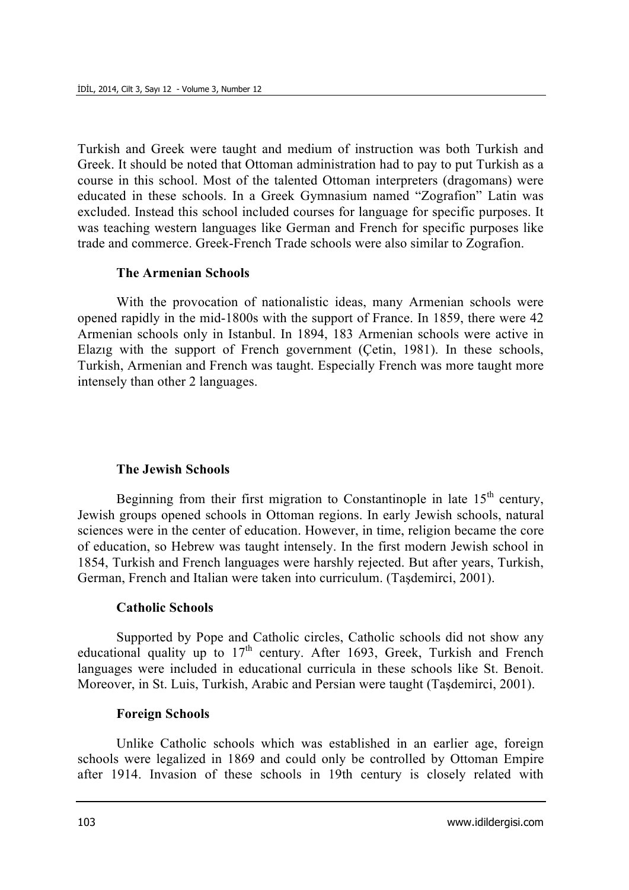Turkish and Greek were taught and medium of instruction was both Turkish and Greek. It should be noted that Ottoman administration had to pay to put Turkish as a course in this school. Most of the talented Ottoman interpreters (dragomans) were educated in these schools. In a Greek Gymnasium named "Zografion" Latin was excluded. Instead this school included courses for language for specific purposes. It was teaching western languages like German and French for specific purposes like trade and commerce. Greek-French Trade schools were also similar to Zografion.

### The Armenian Schools

With the provocation of nationalistic ideas, many Armenian schools were opened rapidly in the mid-1800s with the support of France. In 1859, there were 42 Armenian schools only in Istanbul. In 1894, 183 Armenian schools were active in Elazıg with the support of French government (Çetin, 1981). In these schools, Turkish, Armenian and French was taught. Especially French was more taught more intensely than other 2 languages.

### The Jewish Schools

Beginning from their first migration to Constantinople in late 15th century, Jewish groups opened schools in Ottoman regions. In early Jewish schools, natural sciences were in the center of education. However, in time, religion became the core of education, so Hebrew was taught intensely. In the first modern Jewish school in 1854, Turkish and French languages were harshly rejected. But after years, Turkish, German, French and Italian were taken into curriculum. (Taşdemirci, 2001).

### Catholic Schools

Supported by Pope and Catholic circles, Catholic schools did not show any educational quality up to 17th century. After 1693, Greek, Turkish and French languages were included in educational curricula in these schools like St. Benoit. Moreover, in St. Luis, Turkish, Arabic and Persian were taught (Taşdemirci, 2001).

### Foreign Schools

Unlike Catholic schools which was established in an earlier age, foreign schools were legalized in 1869 and could only be controlled by Ottoman Empire after 1914. Invasion of these schools in 19th century is closely related with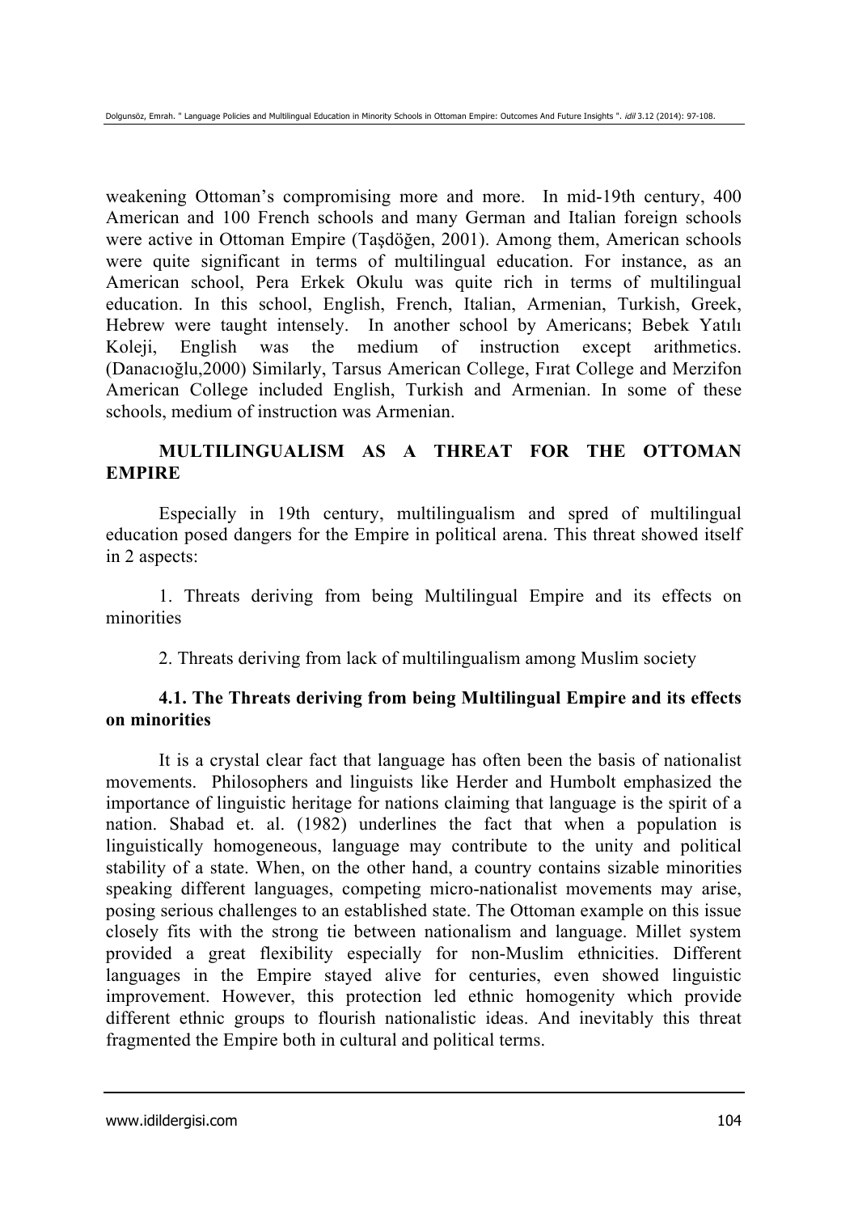weakening Ottoman's compromising more and more. In mid-19th century, 400 American and 100 French schools and many German and Italian foreign schools were active in Ottoman Empire (Taşdöğen, 2001). Among them, American schools were quite significant in terms of multilingual education. For instance, as an American school, Pera Erkek Okulu was quite rich in terms of multilingual education. In this school, English, French, Italian, Armenian, Turkish, Greek, Hebrew were taught intensely. In another school by Americans; Bebek Yatılı Koleji, English was the medium of instruction except arithmetics. (Danacıoğlu,2000) Similarly, Tarsus American College, Fırat College and Merzifon American College included English, Turkish and Armenian. In some of these schools, medium of instruction was Armenian.

## MULTILINGUALISM AS A THREAT FOR THE OTTOMAN EMPIRE

Especially in 19th century, multilingualism and spred of multilingual education posed dangers for the Empire in political arena. This threat showed itself in 2 aspects:

1. Threats deriving from being Multilingual Empire and its effects on minorities

2. Threats deriving from lack of multilingualism among Muslim society

### 4.1. The Threats deriving from being Multilingual Empire and its effects on minorities

It is a crystal clear fact that language has often been the basis of nationalist movements. Philosophers and linguists like Herder and Humbolt emphasized the importance of linguistic heritage for nations claiming that language is the spirit of a nation. Shabad et. al. (1982) underlines the fact that when a population is linguistically homogeneous, language may contribute to the unity and political stability of a state. When, on the other hand, a country contains sizable minorities speaking different languages, competing micro-nationalist movements may arise, posing serious challenges to an established state. The Ottoman example on this issue closely fits with the strong tie between nationalism and language. Millet system provided a great flexibility especially for non-Muslim ethnicities. Different languages in the Empire stayed alive for centuries, even showed linguistic improvement. However, this protection led ethnic homogenity which provide different ethnic groups to flourish nationalistic ideas. And inevitably this threat fragmented the Empire both in cultural and political terms.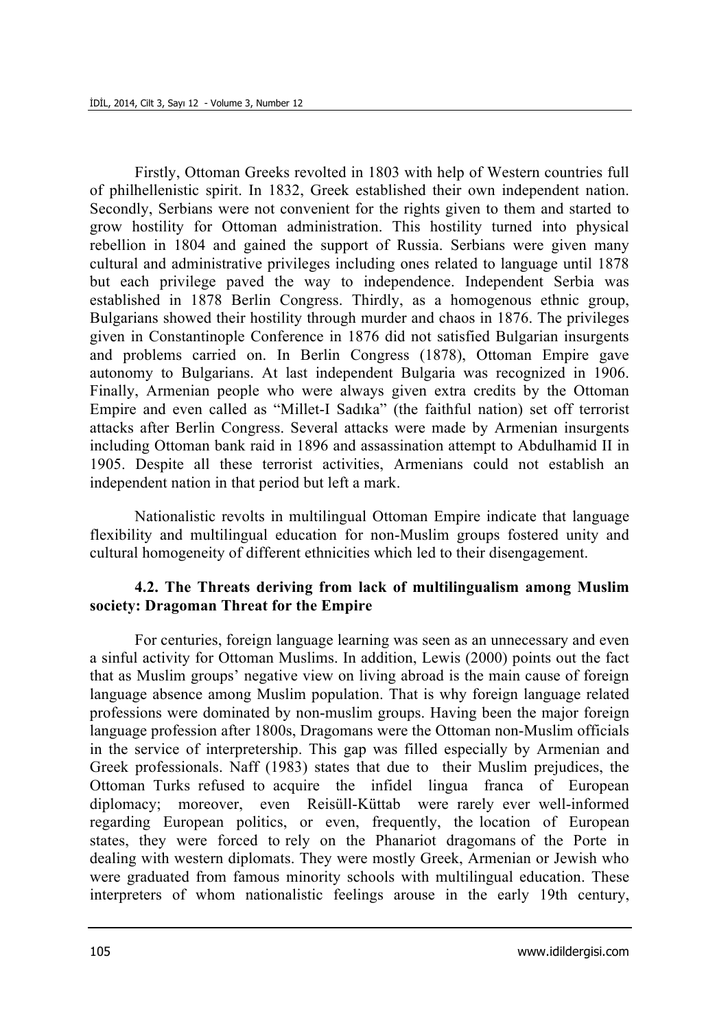Firstly, Ottoman Greeks revolted in 1803 with help of Western countries full of philhellenistic spirit. In 1832, Greek established their own independent nation. Secondly, Serbians were not convenient for the rights given to them and started to grow hostility for Ottoman administration. This hostility turned into physical rebellion in 1804 and gained the support of Russia. Serbians were given many cultural and administrative privileges including ones related to language until 1878 but each privilege paved the way to independence. Independent Serbia was established in 1878 Berlin Congress. Thirdly, as a homogenous ethnic group, Bulgarians showed their hostility through murder and chaos in 1876. The privileges given in Constantinople Conference in 1876 did not satisfied Bulgarian insurgents and problems carried on. In Berlin Congress (1878), Ottoman Empire gave autonomy to Bulgarians. At last independent Bulgaria was recognized in 1906. Finally, Armenian people who were always given extra credits by the Ottoman Empire and even called as "Millet-I Sadıka" (the faithful nation) set off terrorist attacks after Berlin Congress. Several attacks were made by Armenian insurgents including Ottoman bank raid in 1896 and assassination attempt to Abdulhamid II in 1905. Despite all these terrorist activities, Armenians could not establish an independent nation in that period but left a mark.

Nationalistic revolts in multilingual Ottoman Empire indicate that language flexibility and multilingual education for non-Muslim groups fostered unity and cultural homogeneity of different ethnicities which led to their disengagement.

### 4.2. The Threats deriving from lack of multilingualism among Muslim society: Dragoman Threat for the Empire

For centuries, foreign language learning was seen as an unnecessary and even a sinful activity for Ottoman Muslims. In addition, Lewis (2000) points out the fact that as Muslim groups' negative view on living abroad is the main cause of foreign language absence among Muslim population. That is why foreign language related professions were dominated by non-muslim groups. Having been the major foreign language profession after 1800s, Dragomans were the Ottoman non-Muslim officials in the service of interpretership. This gap was filled especially by Armenian and Greek professionals. Naff (1983) states that due to their Muslim prejudices, the Ottoman Turks refused to acquire the infidel lingua franca of European diplomacy; moreover, even Reisüll-Küttab were rarely ever well-informed regarding European politics, or even, frequently, the location of European states, they were forced to rely on the Phanariot dragomans of the Porte in dealing with western diplomats. They were mostly Greek, Armenian or Jewish who were graduated from famous minority schools with multilingual education. These interpreters of whom nationalistic feelings arouse in the early 19th century,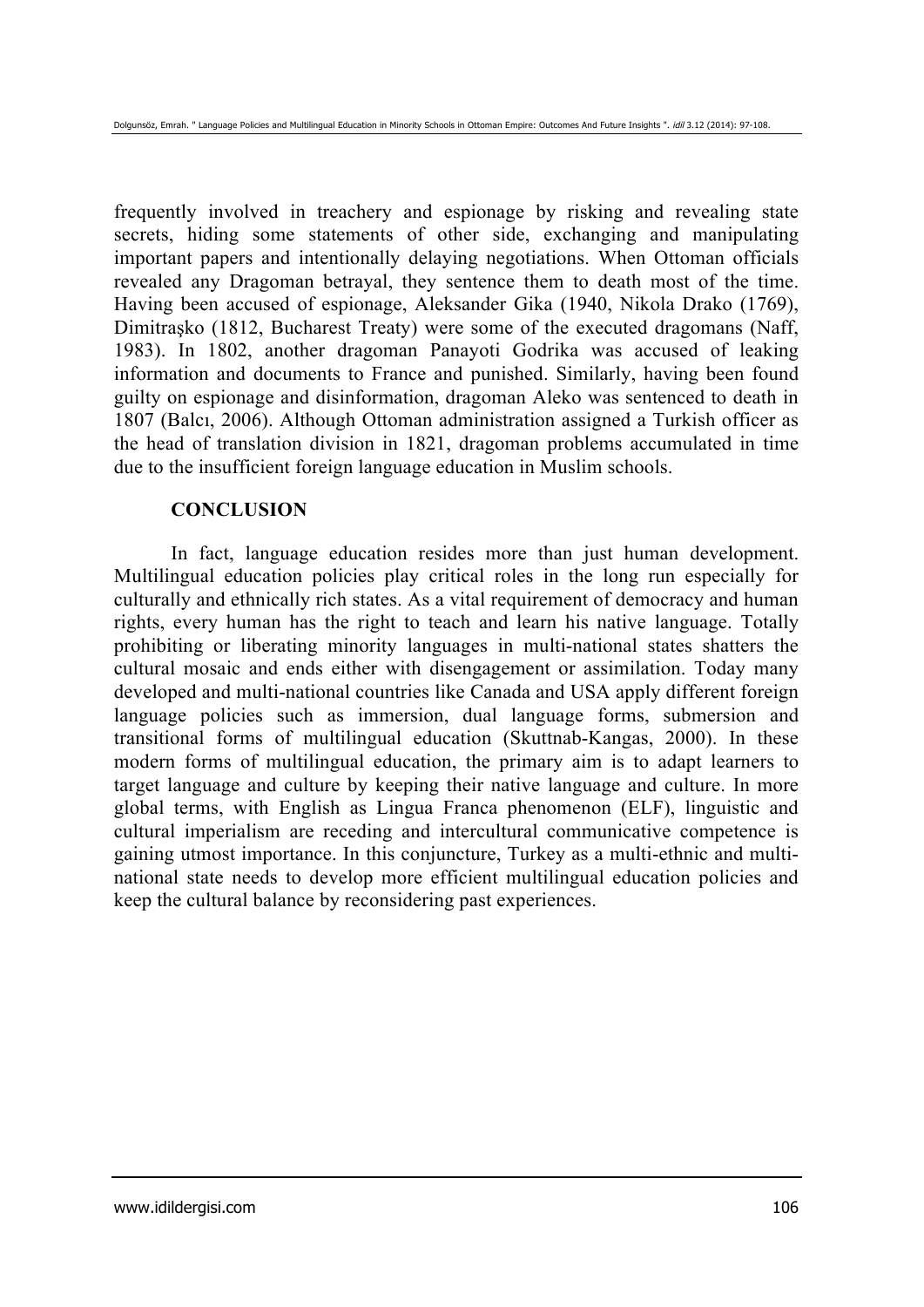frequently involved in treachery and espionage by risking and revealing state secrets, hiding some statements of other side, exchanging and manipulating important papers and intentionally delaying negotiations. When Ottoman officials revealed any Dragoman betrayal, they sentence them to death most of the time. Having been accused of espionage, Aleksander Gika (1940, Nikola Drako (1769), Dimitraşko (1812, Bucharest Treaty) were some of the executed dragomans (Naff, 1983). In 1802, another dragoman Panayoti Godrika was accused of leaking information and documents to France and punished. Similarly, having been found guilty on espionage and disinformation, dragoman Aleko was sentenced to death in 1807 (Balcı, 2006). Although Ottoman administration assigned a Turkish officer as the head of translation division in 1821, dragoman problems accumulated in time due to the insufficient foreign language education in Muslim schools.

## CONCLUSION

In fact, language education resides more than just human development. Multilingual education policies play critical roles in the long run especially for culturally and ethnically rich states. As a vital requirement of democracy and human rights, every human has the right to teach and learn his native language. Totally prohibiting or liberating minority languages in multi-national states shatters the cultural mosaic and ends either with disengagement or assimilation. Today many developed and multi-national countries like Canada and USA apply different foreign language policies such as immersion, dual language forms, submersion and transitional forms of multilingual education (Skuttnab-Kangas, 2000). In these modern forms of multilingual education, the primary aim is to adapt learners to target language and culture by keeping their native language and culture. In more global terms, with English as Lingua Franca phenomenon (ELF), linguistic and cultural imperialism are receding and intercultural communicative competence is gaining utmost importance. In this conjuncture, Turkey as a multi-ethnic and multi-national state needs to develop more efficient multilingual education policies and keep the cultural balance by reconsidering past experiences.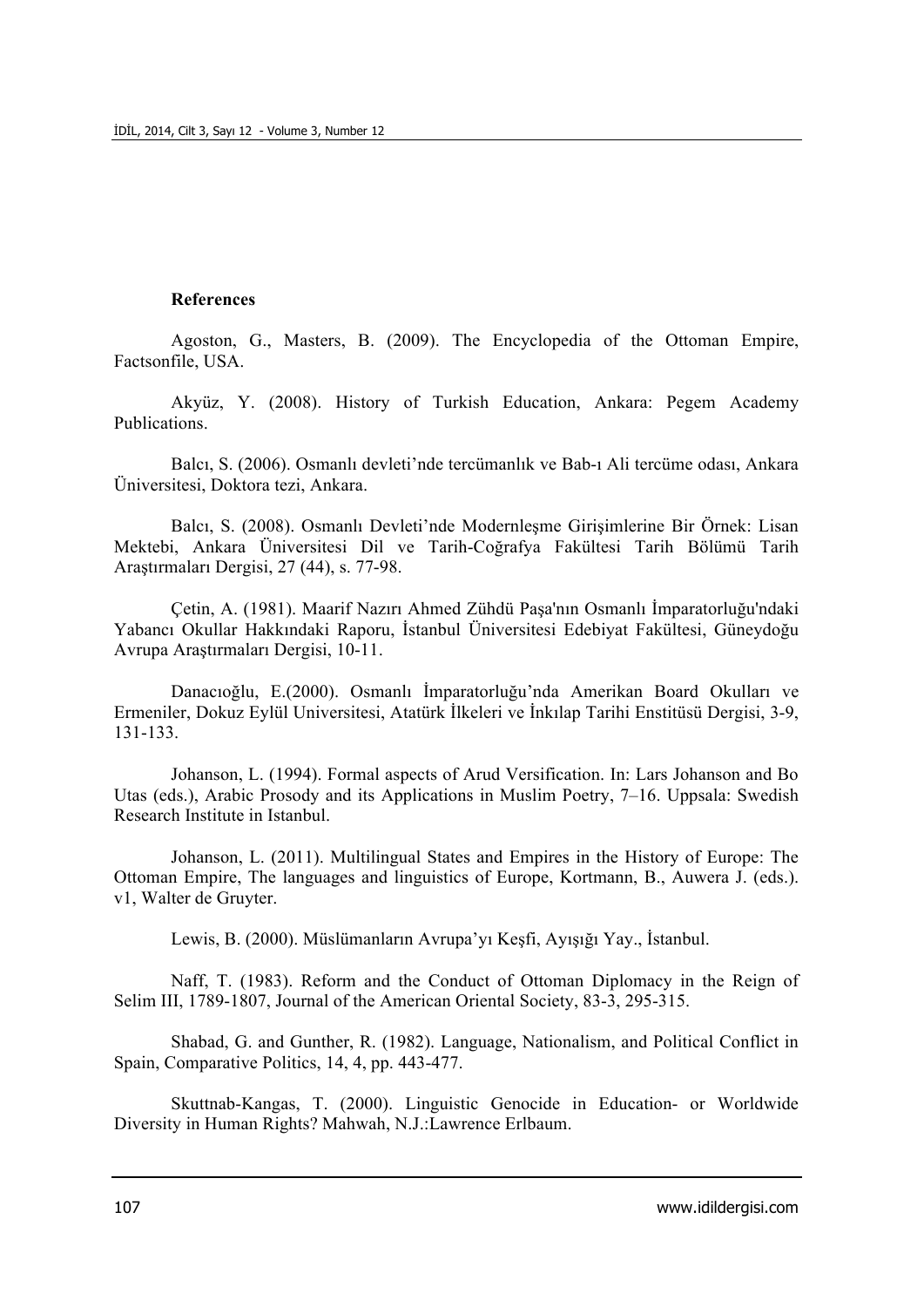**References**

Agoston, G., Masters, B. (2009). The Encyclopedia of the Ottoman Empire, Factsonfile, USA.

Akyüz, Y. (2008). History of Turkish Education, Ankara: Pegem Academy Publications.

Balcı, S. (2006). Osmanlı devleti'nde tercümanlık ve Bab-ı Ali tercüme odası, Ankara Üniversitesi, Doktora tezi, Ankara.

Balcı, S. (2008). Osmanlı Devleti'nde Modernleşme Girişimlerine Bir Örnek: Lisan Mektebi, Ankara Üniversitesi Dil ve Tarih-Coğrafya Fakültesi Tarih Bölümü Tarih Araştırmaları Dergisi, 27 (44), s. 77-98.

Çetin, A. (1981). Maarif Nazırı Ahmed Zühdü Paşa'nın Osmanlı İmparatorluğu'ndaki Yabancı Okullar Hakkındaki Raporu, İstanbul Üniversitesi Edebiyat Fakültesi, Güneydoğu Avrupa Araştırmaları Dergisi, 10-11.

Danacıoğlu, E.(2000). Osmanlı İmparatorluğu'nda Amerikan Board Okulları ve Ermeniler, Dokuz Eylül Universitesi, Atatürk İlkeleri ve İnkılap Tarihi Enstitüsü Dergisi, 3-9, 131-133.

Johanson, L. (1994). Formal aspects of Arud Versification. In: Lars Johanson and Bo Utas (eds.), Arabic Prosody and its Applications in Muslim Poetry, 7–16. Uppsala: Swedish Research Institute in Istanbul.

Johanson, L. (2011). Multilingual States and Empires in the History of Europe: The Ottoman Empire, The languages and linguistics of Europe, Kortmann, B., Auwera J. (eds.). v1, Walter de Gruyter.

Lewis, B. (2000). Müslümanların Avrupa'yı Keşfi, Ayışığı Yay., İstanbul.

Naff, T. (1983). Reform and the Conduct of Ottoman Diplomacy in the Reign of Selim III, 1789-1807, Journal of the American Oriental Society, 83-3, 295-315.

Shabad, G. and Gunther, R. (1982). Language, Nationalism, and Political Conflict in Spain, Comparative Politics, 14, 4, pp. 443-477.

Skuttnab-Kangas, T. (2000). Linguistic Genocide in Education- or Worldwide Diversity in Human Rights? Mahwah, N.J.:Lawrence Erlbaum.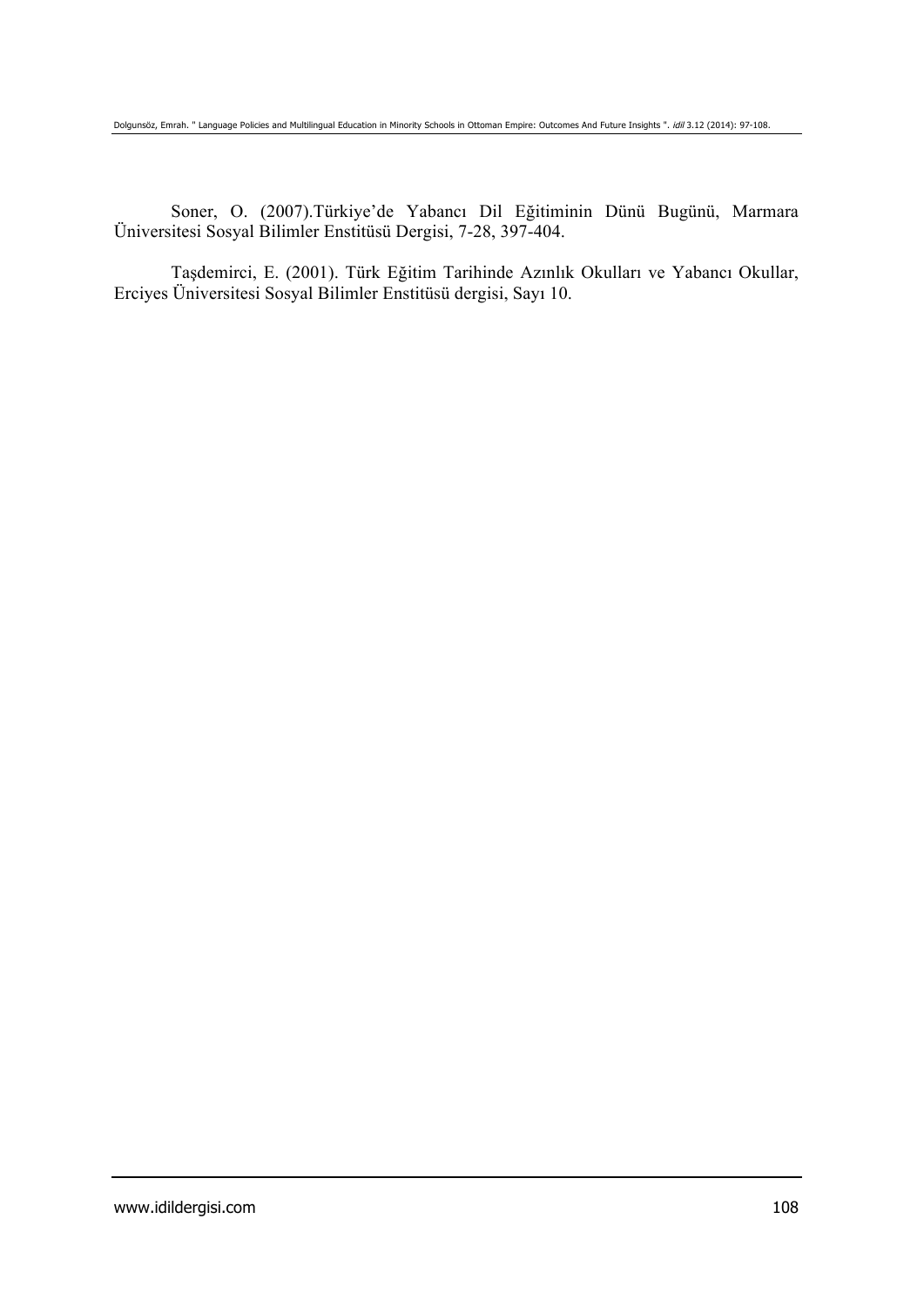Soner, O. (2007).Türkiye'de Yabancı Dil Eğitiminin Dünü Bugünü, Marmara Üniversitesi Sosyal Bilimler Enstitüsü Dergisi, 7-28, 397-404.

Taşdemirci, E. (2001). Türk Eğitim Tarihinde Azınlık Okulları ve Yabancı Okullar, Erciyes Üniversitesi Sosyal Bilimler Enstitüsü dergisi, Sayı 10.